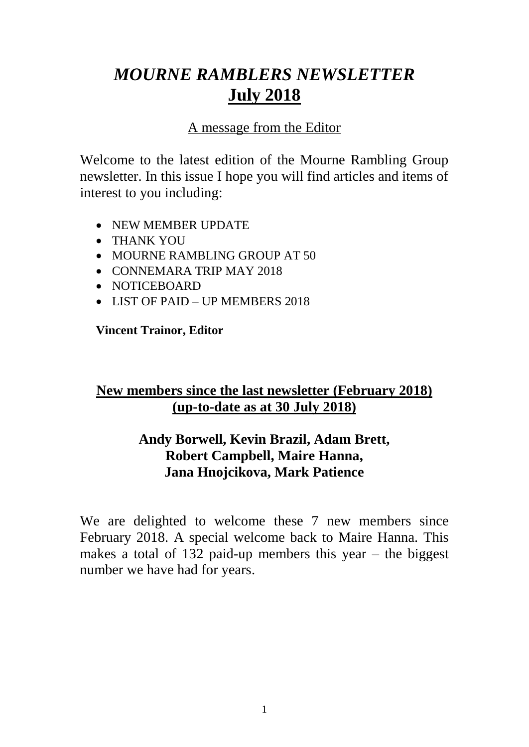# *MOURNE RAMBLERS NEWSLETTER*
# July 2018

## A message from the Editor

Welcome to the latest edition of the Mourne Rambling Group newsletter. In this issue I hope you will find articles and items of interest to you including:

- NEW MEMBER UPDATE
- THANK YOU
- MOURNE RAMBLING GROUP AT 50
- CONNEMARA TRIP MAY 2018
- NOTICEBOARD
- LIST OF PAID – UP MEMBERS 2018

**Vincent Trainor, Editor**

## New members since the last newsletter (February 2018) (up-to-date as at 30 July 2018)

**Andy Borwell, Kevin Brazil, Adam Brett, Robert Campbell, Maire Hanna, Jana Hnojcikova, Mark Patience**

We are delighted to welcome these 7 new members since February 2018. A special welcome back to Maire Hanna. This makes a total of 132 paid-up members this year – the biggest number we have had for years.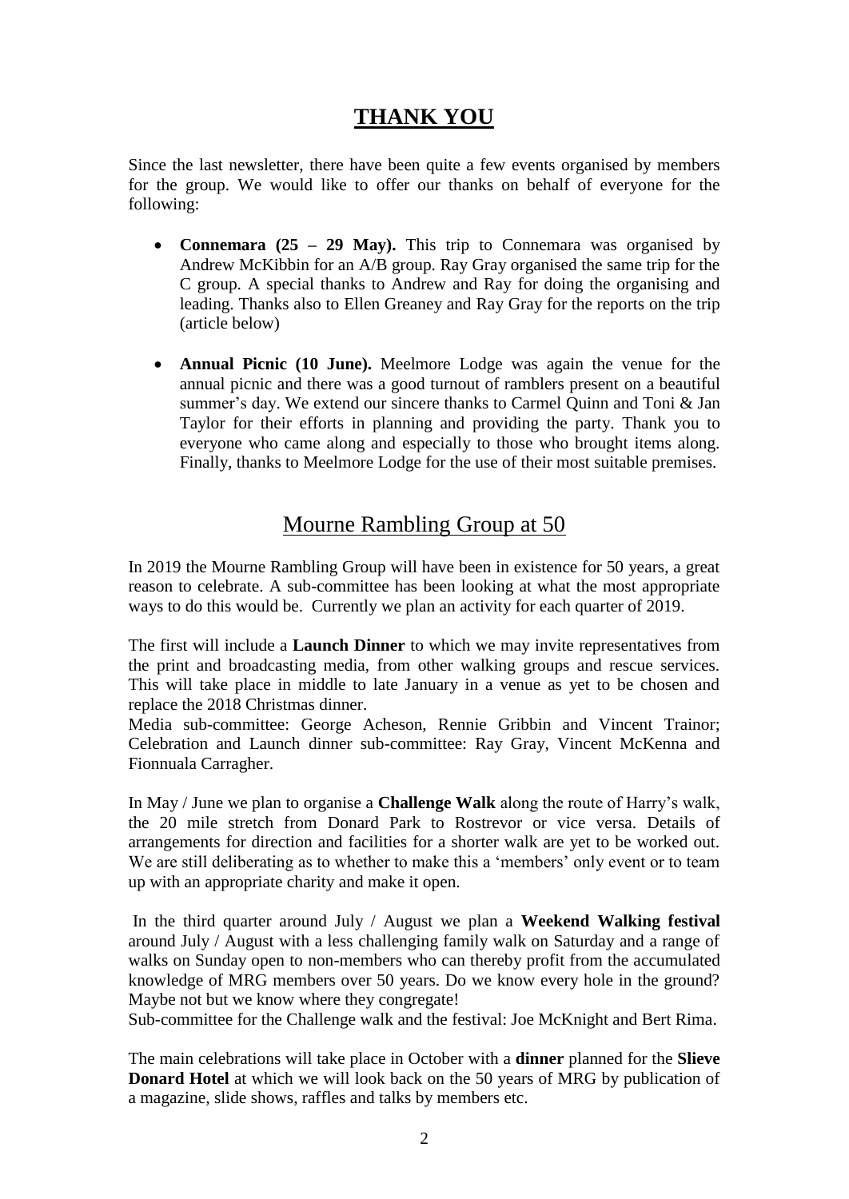## THANK YOU

Since the last newsletter, there have been quite a few events organised by members for the group. We would like to offer our thanks on behalf of everyone for the following:

- **Connemara (25 – 29 May).** This trip to Connemara was organised by Andrew McKibbin for an A/B group. Ray Gray organised the same trip for the C group. A special thanks to Andrew and Ray for doing the organising and leading. Thanks also to Ellen Greaney and Ray Gray for the reports on the trip (article below)
- **Annual Picnic (10 June).** Meelmore Lodge was again the venue for the annual picnic and there was a good turnout of ramblers present on a beautiful summer's day. We extend our sincere thanks to Carmel Quinn and Toni & Jan Taylor for their efforts in planning and providing the party. Thank you to everyone who came along and especially to those who brought items along. Finally, thanks to Meelmore Lodge for the use of their most suitable premises.

## Mourne Rambling Group at 50

In 2019 the Mourne Rambling Group will have been in existence for 50 years, a great reason to celebrate. A sub-committee has been looking at what the most appropriate ways to do this would be. Currently we plan an activity for each quarter of 2019.

The first will include a **Launch Dinner** to which we may invite representatives from the print and broadcasting media, from other walking groups and rescue services. This will take place in middle to late January in a venue as yet to be chosen and replace the 2018 Christmas dinner.

Media sub-committee: George Acheson, Rennie Gribbin and Vincent Trainor; Celebration and Launch dinner sub-committee: Ray Gray, Vincent McKenna and Fionnuala Carragher.

In May / June we plan to organise a **Challenge Walk** along the route of Harry's walk, the 20 mile stretch from Donard Park to Rostrevor or vice versa. Details of arrangements for direction and facilities for a shorter walk are yet to be worked out. We are still deliberating as to whether to make this a 'members' only event or to team up with an appropriate charity and make it open.

In the third quarter around July / August we plan a **Weekend Walking festival** around July / August with a less challenging family walk on Saturday and a range of walks on Sunday open to non-members who can thereby profit from the accumulated knowledge of MRG members over 50 years. Do we know every hole in the ground? Maybe not but we know where they congregate!

Sub-committee for the Challenge walk and the festival: Joe McKnight and Bert Rima.

The main celebrations will take place in October with a **dinner** planned for the **Slieve Donard Hotel** at which we will look back on the 50 years of MRG by publication of a magazine, slide shows, raffles and talks by members etc.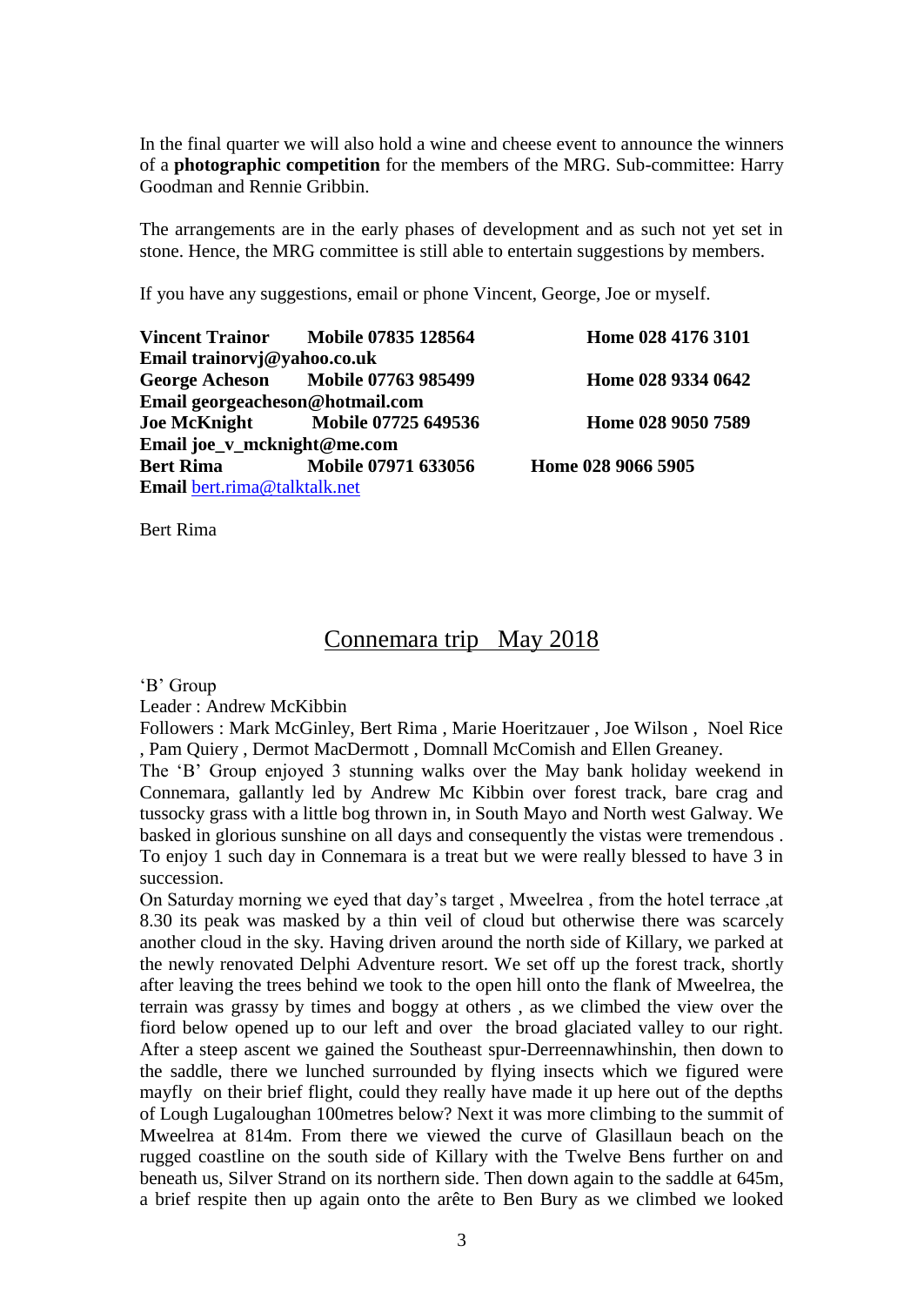In the final quarter we will also hold a wine and cheese event to announce the winners of a **photographic competition** for the members of the MRG. Sub-committee: Harry Goodman and Rennie Gribbin.

The arrangements are in the early phases of development and as such not yet set in stone. Hence, the MRG committee is still able to entertain suggestions by members.

If you have any suggestions, email or phone Vincent, George, Joe or myself.

**Vincent Trainor** **Mobile 07835 128564** **Home 028 4176 3101**
**Email trainorvj@yahoo.co.uk**
**George Acheson** **Mobile 07763 985499** **Home 028 9334 0642**
**Email georgeacheson@hotmail.com**
**Joe McKnight** **Mobile 07725 649536** **Home 028 9050 7589**
**Email joe_v_mcknight@me.com**
**Bert Rima** **Mobile 07971 633056** **Home 028 9066 5905**
**Email** bert.rima@talktalk.net

Bert Rima

## Connemara trip May 2018

'B' Group
Leader : Andrew McKibbin
Followers : Mark McGinley, Bert Rima , Marie Hoeritzauer , Joe Wilson , Noel Rice , Pam Quiery , Dermot MacDermott , Domnall McComish and Ellen Greaney.
The 'B' Group enjoyed 3 stunning walks over the May bank holiday weekend in Connemara, gallantly led by Andrew Mc Kibbin over forest track, bare crag and tussocky grass with a little bog thrown in, in South Mayo and North west Galway. We basked in glorious sunshine on all days and consequently the vistas were tremendous . To enjoy 1 such day in Connemara is a treat but we were really blessed to have 3 in succession.
On Saturday morning we eyed that day's target , Mweelrea , from the hotel terrace ,at 8.30 its peak was masked by a thin veil of cloud but otherwise there was scarcely another cloud in the sky. Having driven around the north side of Killary, we parked at the newly renovated Delphi Adventure resort. We set off up the forest track, shortly after leaving the trees behind we took to the open hill onto the flank of Mweelrea, the terrain was grassy by times and boggy at others , as we climbed the view over the fiord below opened up to our left and over the broad glaciated valley to our right. After a steep ascent we gained the Southeast spur-Derreennawhinshin, then down to the saddle, there we lunched surrounded by flying insects which we figured were mayfly on their brief flight, could they really have made it up here out of the depths of Lough Lugaloughan 100metres below? Next it was more climbing to the summit of Mweelrea at 814m. From there we viewed the curve of Glasillaun beach on the rugged coastline on the south side of Killary with the Twelve Bens further on and beneath us, Silver Strand on its northern side. Then down again to the saddle at 645m, a brief respite then up again onto the arête to Ben Bury as we climbed we looked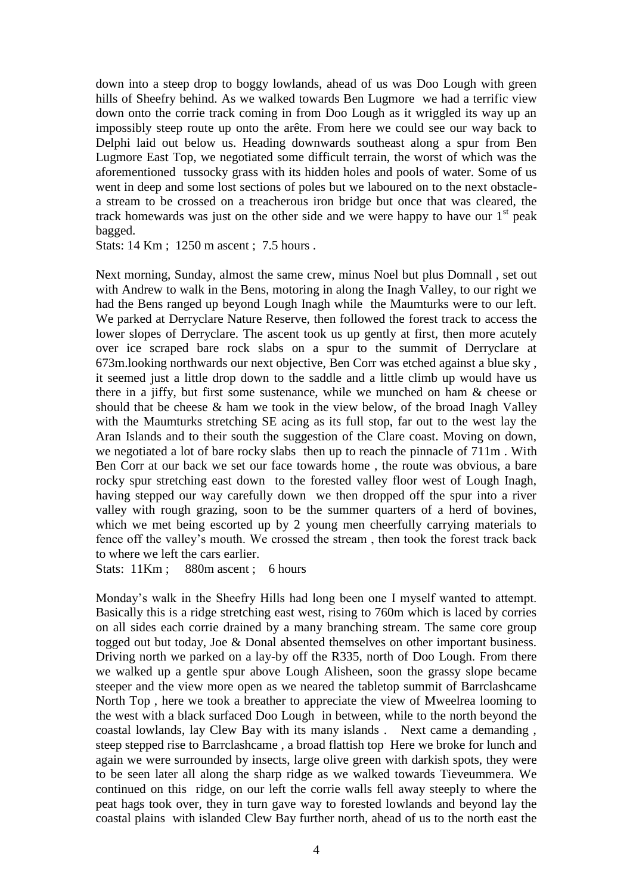down into a steep drop to boggy lowlands, ahead of us was Doo Lough with green hills of Sheefry behind. As we walked towards Ben Lugmore we had a terrific view down onto the corrie track coming in from Doo Lough as it wriggled its way up an impossibly steep route up onto the arête. From here we could see our way back to Delphi laid out below us. Heading downwards southeast along a spur from Ben Lugmore East Top, we negotiated some difficult terrain, the worst of which was the aforementioned tussocky grass with its hidden holes and pools of water. Some of us went in deep and some lost sections of poles but we laboured on to the next obstacle- a stream to be crossed on a treacherous iron bridge but once that was cleared, the track homewards was just on the other side and we were happy to have our 1st peak bagged.

Stats: 14 Km ; 1250 m ascent ; 7.5 hours .

Next morning, Sunday, almost the same crew, minus Noel but plus Domnall , set out with Andrew to walk in the Bens, motoring in along the Inagh Valley, to our right we had the Bens ranged up beyond Lough Inagh while the Maumturks were to our left. We parked at Derryclare Nature Reserve, then followed the forest track to access the lower slopes of Derryclare. The ascent took us up gently at first, then more acutely over ice scraped bare rock slabs on a spur to the summit of Derryclare at 673m.looking northwards our next objective, Ben Corr was etched against a blue sky , it seemed just a little drop down to the saddle and a little climb up would have us there in a jiffy, but first some sustenance, while we munched on ham & cheese or should that be cheese & ham we took in the view below, of the broad Inagh Valley with the Maumturks stretching SE acing as its full stop, far out to the west lay the Aran Islands and to their south the suggestion of the Clare coast. Moving on down, we negotiated a lot of bare rocky slabs then up to reach the pinnacle of 711m . With Ben Corr at our back we set our face towards home , the route was obvious, a bare rocky spur stretching east down to the forested valley floor west of Lough Inagh, having stepped our way carefully down we then dropped off the spur into a river valley with rough grazing, soon to be the summer quarters of a herd of bovines, which we met being escorted up by 2 young men cheerfully carrying materials to fence off the valley's mouth. We crossed the stream , then took the forest track back to where we left the cars earlier.

Stats: 11Km ; 880m ascent ; 6 hours

Monday's walk in the Sheefry Hills had long been one I myself wanted to attempt. Basically this is a ridge stretching east west, rising to 760m which is laced by corries on all sides each corrie drained by a many branching stream. The same core group togged out but today, Joe & Donal absented themselves on other important business. Driving north we parked on a lay-by off the R335, north of Doo Lough. From there we walked up a gentle spur above Lough Alisheen, soon the grassy slope became steeper and the view more open as we neared the tabletop summit of Barrclashcame North Top , here we took a breather to appreciate the view of Mweelrea looming to the west with a black surfaced Doo Lough in between, while to the north beyond the coastal lowlands, lay Clew Bay with its many islands . Next came a demanding , steep stepped rise to Barrclashcame , a broad flattish top Here we broke for lunch and again we were surrounded by insects, large olive green with darkish spots, they were to be seen later all along the sharp ridge as we walked towards Tieveummera. We continued on this ridge, on our left the corrie walls fell away steeply to where the peat hags took over, they in turn gave way to forested lowlands and beyond lay the coastal plains with islanded Clew Bay further north, ahead of us to the north east the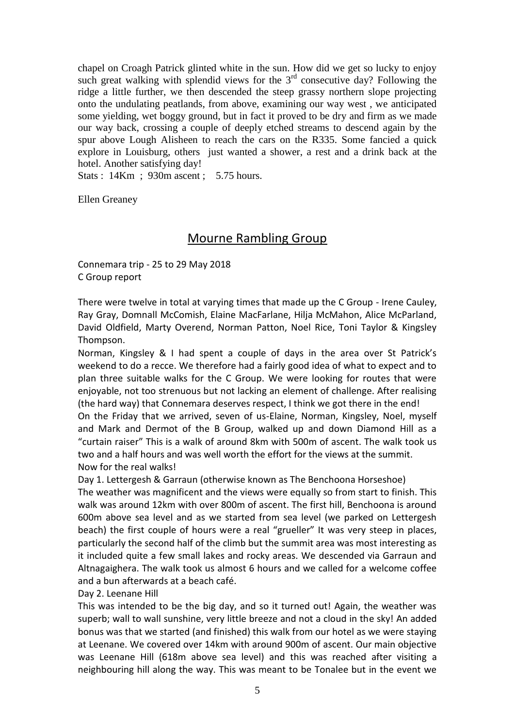chapel on Croagh Patrick glinted white in the sun. How did we get so lucky to enjoy such great walking with splendid views for the 3rd consecutive day? Following the ridge a little further, we then descended the steep grassy northern slope projecting onto the undulating peatlands, from above, examining our way west , we anticipated some yielding, wet boggy ground, but in fact it proved to be dry and firm as we made our way back, crossing a couple of deeply etched streams to descend again by the spur above Lough Alisheen to reach the cars on the R335. Some fancied a quick explore in Louisburg, others just wanted a shower, a rest and a drink back at the hotel. Another satisfying day!

Stats : 14Km ; 930m ascent ; 5.75 hours.

Ellen Greaney

## Mourne Rambling Group

Connemara trip - 25 to 29 May 2018
C Group report

There were twelve in total at varying times that made up the C Group - Irene Cauley, Ray Gray, Domnall McComish, Elaine MacFarlane, Hilja McMahon, Alice McParland, David Oldfield, Marty Overend, Norman Patton, Noel Rice, Toni Taylor & Kingsley Thompson.

Norman, Kingsley & I had spent a couple of days in the area over St Patrick's weekend to do a recce. We therefore had a fairly good idea of what to expect and to plan three suitable walks for the C Group. We were looking for routes that were enjoyable, not too strenuous but not lacking an element of challenge. After realising (the hard way) that Connemara deserves respect, I think we got there in the end!

On the Friday that we arrived, seven of us-Elaine, Norman, Kingsley, Noel, myself and Mark and Dermot of the B Group, walked up and down Diamond Hill as a "curtain raiser" This is a walk of around 8km with 500m of ascent. The walk took us two and a half hours and was well worth the effort for the views at the summit.

Now for the real walks!

Day 1. Lettergesh & Garraun (otherwise known as The Benchoona Horseshoe)

The weather was magnificent and the views were equally so from start to finish. This walk was around 12km with over 800m of ascent. The first hill, Benchoona is around 600m above sea level and as we started from sea level (we parked on Lettergesh beach) the first couple of hours were a real "grueller" It was very steep in places, particularly the second half of the climb but the summit area was most interesting as it included quite a few small lakes and rocky areas. We descended via Garraun and Altnagaighera. The walk took us almost 6 hours and we called for a welcome coffee and a bun afterwards at a beach café.

Day 2. Leenane Hill

This was intended to be the big day, and so it turned out! Again, the weather was superb; wall to wall sunshine, very little breeze and not a cloud in the sky! An added bonus was that we started (and finished) this walk from our hotel as we were staying at Leenane. We covered over 14km with around 900m of ascent. Our main objective was Leenane Hill (618m above sea level) and this was reached after visiting a neighbouring hill along the way. This was meant to be Tonalee but in the event we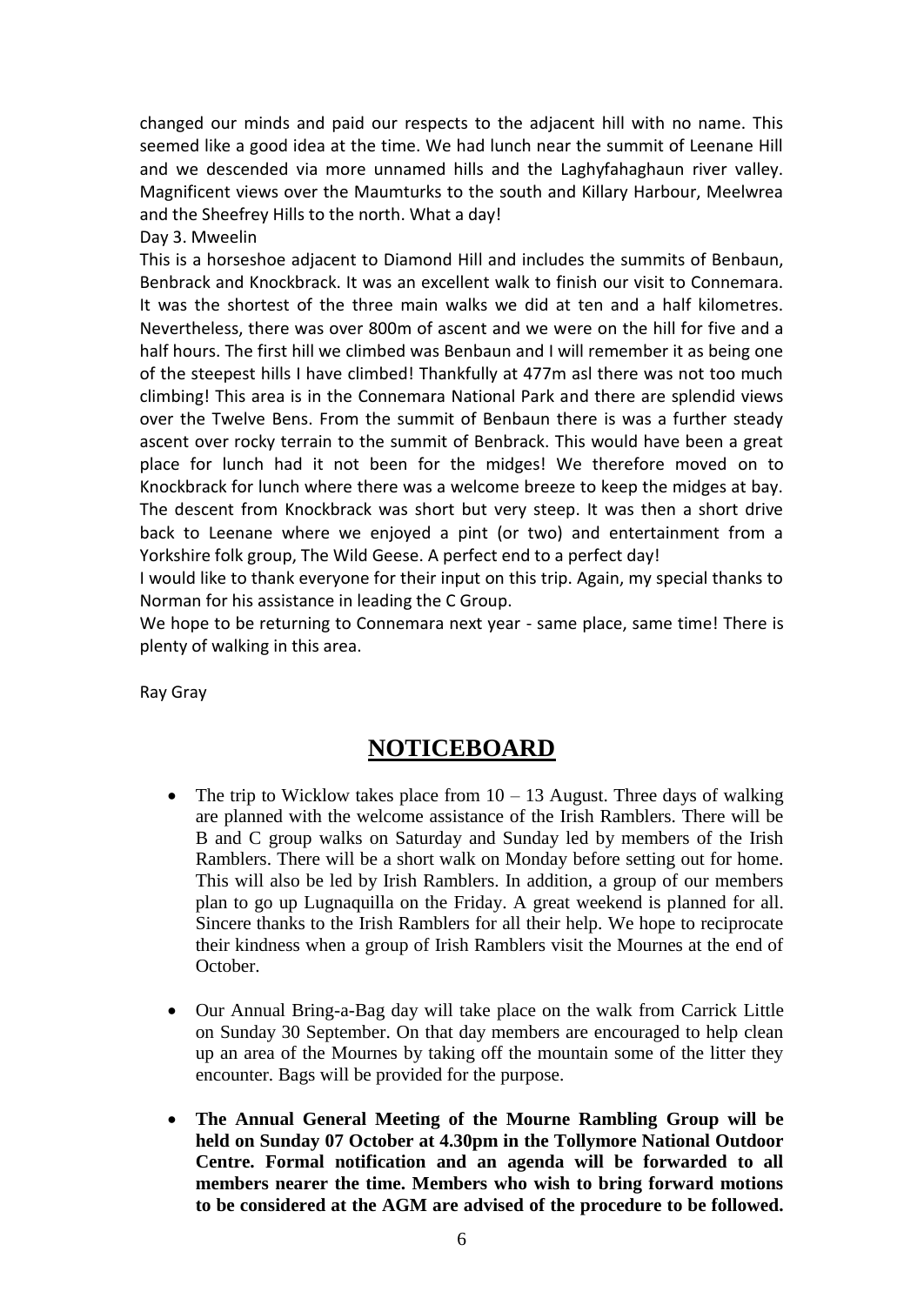changed our minds and paid our respects to the adjacent hill with no name. This seemed like a good idea at the time. We had lunch near the summit of Leenane Hill and we descended via more unnamed hills and the Laghyfahaghaun river valley. Magnificent views over the Maumturks to the south and Killary Harbour, Meelwrea and the Sheefrey Hills to the north. What a day!

Day 3. Mweelin

This is a horseshoe adjacent to Diamond Hill and includes the summits of Benbaun, Benbrack and Knockbrack. It was an excellent walk to finish our visit to Connemara. It was the shortest of the three main walks we did at ten and a half kilometres. Nevertheless, there was over 800m of ascent and we were on the hill for five and a half hours. The first hill we climbed was Benbaun and I will remember it as being one of the steepest hills I have climbed! Thankfully at 477m asl there was not too much climbing! This area is in the Connemara National Park and there are splendid views over the Twelve Bens. From the summit of Benbaun there is was a further steady ascent over rocky terrain to the summit of Benbrack. This would have been a great place for lunch had it not been for the midges! We therefore moved on to Knockbrack for lunch where there was a welcome breeze to keep the midges at bay. The descent from Knockbrack was short but very steep. It was then a short drive back to Leenane where we enjoyed a pint (or two) and entertainment from a Yorkshire folk group, The Wild Geese. A perfect end to a perfect day!

I would like to thank everyone for their input on this trip. Again, my special thanks to Norman for his assistance in leading the C Group.

We hope to be returning to Connemara next year - same place, same time! There is plenty of walking in this area.

Ray Gray

## NOTICEBOARD

- The trip to Wicklow takes place from 10 – 13 August. Three days of walking are planned with the welcome assistance of the Irish Ramblers. There will be B and C group walks on Saturday and Sunday led by members of the Irish Ramblers. There will be a short walk on Monday before setting out for home. This will also be led by Irish Ramblers. In addition, a group of our members plan to go up Lugnaquilla on the Friday. A great weekend is planned for all. Sincere thanks to the Irish Ramblers for all their help. We hope to reciprocate their kindness when a group of Irish Ramblers visit the Mournes at the end of October.

- Our Annual Bring-a-Bag day will take place on the walk from Carrick Little on Sunday 30 September. On that day members are encouraged to help clean up an area of the Mournes by taking off the mountain some of the litter they encounter. Bags will be provided for the purpose.

- **The Annual General Meeting of the Mourne Rambling Group will be held on Sunday 07 October at 4.30pm in the Tollymore National Outdoor Centre. Formal notification and an agenda will be forwarded to all members nearer the time. Members who wish to bring forward motions to be considered at the AGM are advised of the procedure to be followed.**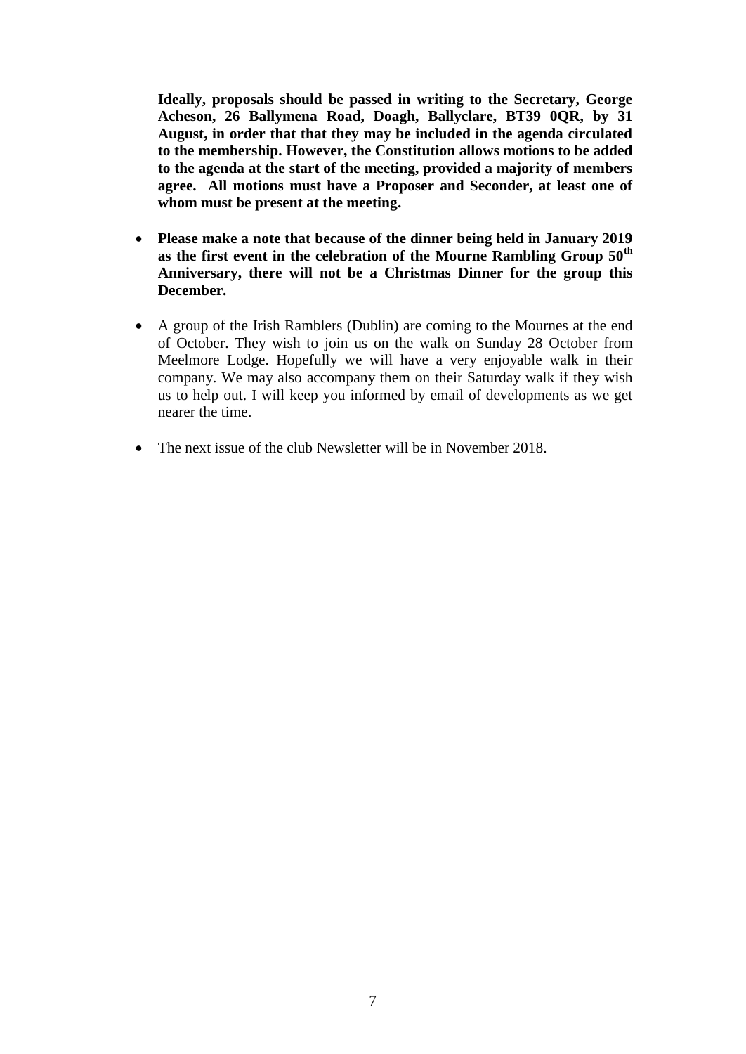**Ideally, proposals should be passed in writing to the Secretary, George Acheson, 26 Ballymena Road, Doagh, Ballyclare, BT39 0QR, by 31 August, in order that that they may be included in the agenda circulated to the membership. However, the Constitution allows motions to be added to the agenda at the start of the meeting, provided a majority of members agree. All motions must have a Proposer and Seconder, at least one of whom must be present at the meeting.**

- **Please make a note that because of the dinner being held in January 2019 as the first event in the celebration of the Mourne Rambling Group 50th Anniversary, there will not be a Christmas Dinner for the group this December.**

- A group of the Irish Ramblers (Dublin) are coming to the Mournes at the end of October. They wish to join us on the walk on Sunday 28 October from Meelmore Lodge. Hopefully we will have a very enjoyable walk in their company. We may also accompany them on their Saturday walk if they wish us to help out. I will keep you informed by email of developments as we get nearer the time.

- The next issue of the club Newsletter will be in November 2018.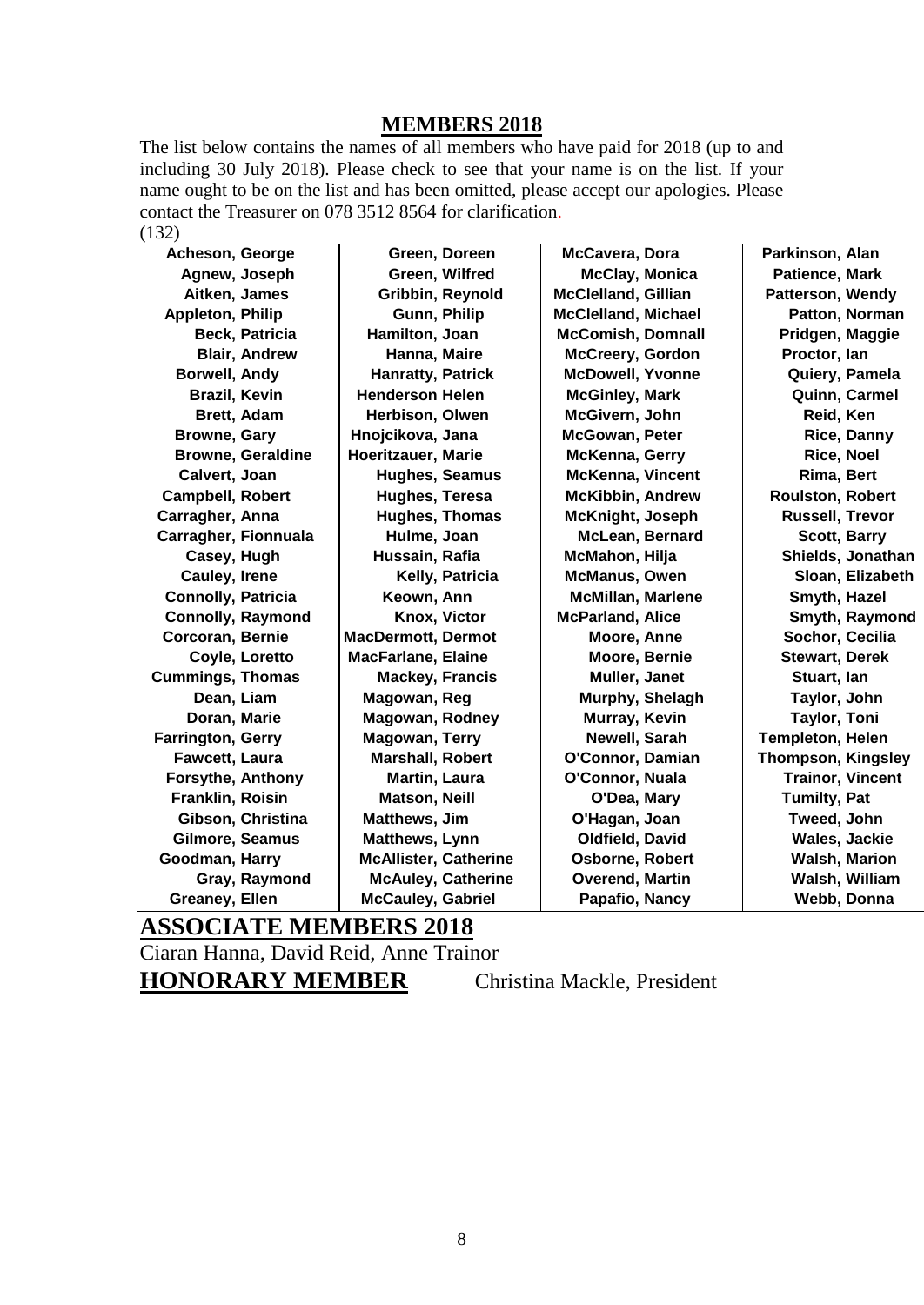## MEMBERS 2018

The list below contains the names of all members who have paid for 2018 (up to and including 30 July 2018). Please check to see that your name is on the list. If your name ought to be on the list and has been omitted, please accept our apologies. Please contact the Treasurer on 078 3512 8564 for clarification.

(132)

| | | | |
|---|---|---|---|
| Acheson, George | Green, Doreen | McCavera, Dora | Parkinson, Alan |
| Agnew, Joseph | Green, Wilfred | McClay, Monica | Patience, Mark |
| Aitken, James | Gribbin, Reynold | McClelland, Gillian | Patterson, Wendy |
| Appleton, Philip | Gunn, Philip | McClelland, Michael | Patton, Norman |
| Beck, Patricia | Hamilton, Joan | McComish, Domnall | Pridgen, Maggie |
| Blair, Andrew | Hanna, Maire | McCreery, Gordon | Proctor, Ian |
| Borwell, Andy | Hanratty, Patrick | McDowell, Yvonne | Quiery, Pamela |
| Brazil, Kevin | Henderson Helen | McGinley, Mark | Quinn, Carmel |
| Brett, Adam | Herbison, Olwen | McGivern, John | Reid, Ken |
| Browne, Gary | Hnojcikova, Jana | McGowan, Peter | Rice, Danny |
| Browne, Geraldine | Hoeritzauer, Marie | McKenna, Gerry | Rice, Noel |
| Calvert, Joan | Hughes, Seamus | McKenna, Vincent | Rima, Bert |
| Campbell, Robert | Hughes, Teresa | McKibbin, Andrew | Roulston, Robert |
| Carragher, Anna | Hughes, Thomas | McKnight, Joseph | Russell, Trevor |
| Carragher, Fionnuala | Hulme, Joan | McLean, Bernard | Scott, Barry |
| Casey, Hugh | Hussain, Rafia | McMahon, Hilja | Shields, Jonathan |
| Cauley, Irene | Kelly, Patricia | McManus, Owen | Sloan, Elizabeth |
| Connolly, Patricia | Keown, Ann | McMillan, Marlene | Smyth, Hazel |
| Connolly, Raymond | Knox, Victor | McParland, Alice | Smyth, Raymond |
| Corcoran, Bernie | MacDermott, Dermot | Moore, Anne | Sochor, Cecilia |
| Coyle, Loretto | MacFarlane, Elaine | Moore, Bernie | Stewart, Derek |
| Cummings, Thomas | Mackey, Francis | Muller, Janet | Stuart, Ian |
| Dean, Liam | Magowan, Reg | Murphy, Shelagh | Taylor, John |
| Doran, Marie | Magowan, Rodney | Murray, Kevin | Taylor, Toni |
| Farrington, Gerry | Magowan, Terry | Newell, Sarah | Templeton, Helen |
| Fawcett, Laura | Marshall, Robert | O'Connor, Damian | Thompson, Kingsley |
| Forsythe, Anthony | Martin, Laura | O'Connor, Nuala | Trainor, Vincent |
| Franklin, Roisin | Matson, Neill | O'Dea, Mary | Tumilty, Pat |
| Gibson, Christina | Matthews, Jim | O'Hagan, Joan | Tweed, John |
| Gilmore, Seamus | Matthews, Lynn | Oldfield, David | Wales, Jackie |
| Goodman, Harry | McAllister, Catherine | Osborne, Robert | Walsh, Marion |
| Gray, Raymond | McAuley, Catherine | Overend, Martin | Walsh, William |
| Greaney, Ellen | McCauley, Gabriel | Papafio, Nancy | Webb, Donna |

## ASSOCIATE MEMBERS 2018

Ciaran Hanna, David Reid, Anne Trainor

**HONORARY MEMBER** Christina Mackle, President